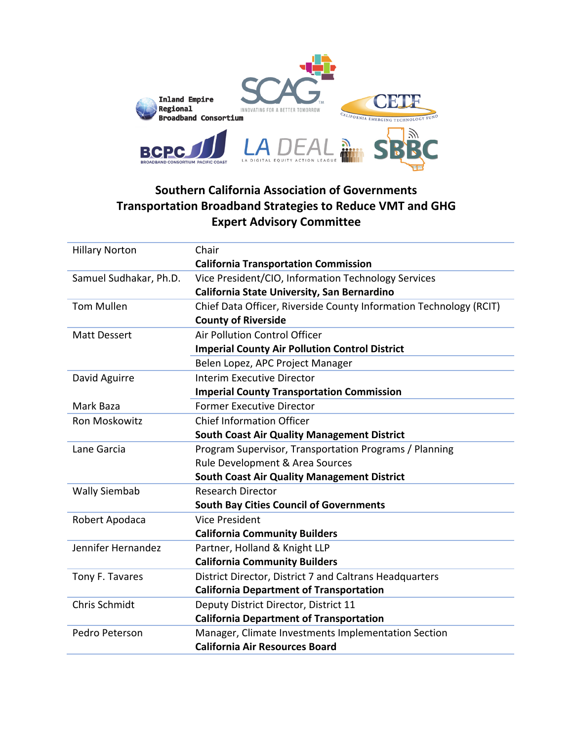# Southern California Association of Governments
# Transportation Broadband Strategies to Reduce VMT and GHG
# Expert Advisory Committee

| Name | Title / Organization |
|---|---|
| Hillary Norton | Chair<br>**California Transportation Commission** |
| Samuel Sudhakar, Ph.D. | Vice President/CIO, Information Technology Services<br>**California State University, San Bernardino** |
| Tom Mullen | Chief Data Officer, Riverside County Information Technology (RCIT)<br>**County of Riverside** |
| Matt Dessert | Air Pollution Control Officer<br>**Imperial County Air Pollution Control District** |
| | Belen Lopez, APC Project Manager |
| David Aguirre | Interim Executive Director<br>**Imperial County Transportation Commission** |
| Mark Baza | Former Executive Director |
| Ron Moskowitz | Chief Information Officer<br>**South Coast Air Quality Management District** |
| Lane Garcia | Program Supervisor, Transportation Programs / Planning<br>Rule Development & Area Sources<br>**South Coast Air Quality Management District** |
| Wally Siembab | Research Director<br>**South Bay Cities Council of Governments** |
| Robert Apodaca | Vice President<br>**California Community Builders** |
| Jennifer Hernandez | Partner, Holland & Knight LLP<br>**California Community Builders** |
| Tony F. Tavares | District Director, District 7 and Caltrans Headquarters<br>**California Department of Transportation** |
| Chris Schmidt | Deputy District Director, District 11<br>**California Department of Transportation** |
| Pedro Peterson | Manager, Climate Investments Implementation Section<br>**California Air Resources Board** |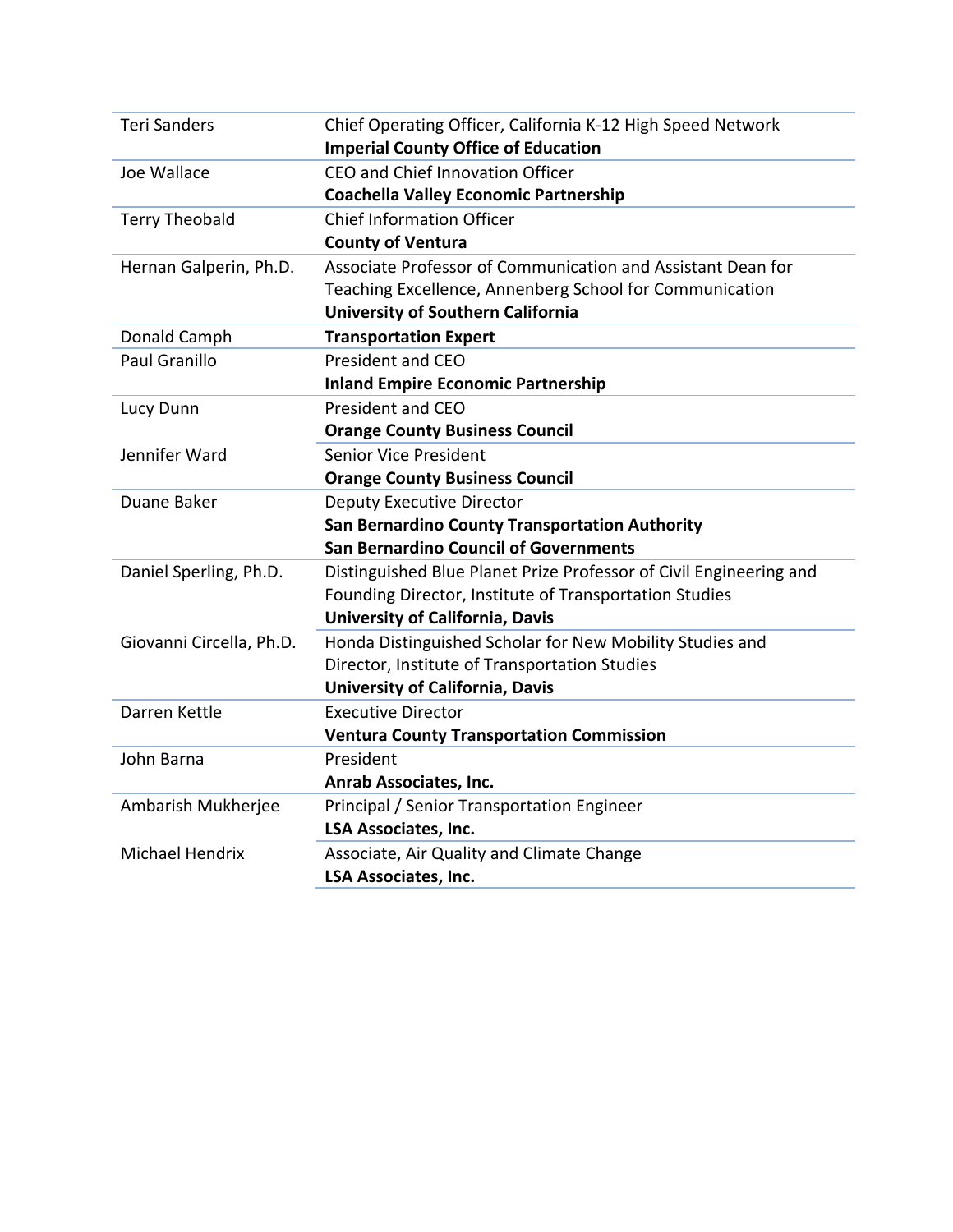| | |
|---|---|
| Teri Sanders | Chief Operating Officer, California K-12 High Speed Network<br>**Imperial County Office of Education** |
| Joe Wallace | CEO and Chief Innovation Officer<br>**Coachella Valley Economic Partnership** |
| Terry Theobald | Chief Information Officer<br>**County of Ventura** |
| Hernan Galperin, Ph.D. | Associate Professor of Communication and Assistant Dean for Teaching Excellence, Annenberg School for Communication<br>**University of Southern California** |
| Donald Camph | **Transportation Expert** |
| Paul Granillo | President and CEO<br>**Inland Empire Economic Partnership** |
| Lucy Dunn | President and CEO<br>**Orange County Business Council** |
| Jennifer Ward | Senior Vice President<br>**Orange County Business Council** |
| Duane Baker | Deputy Executive Director<br>**San Bernardino County Transportation Authority**<br>**San Bernardino Council of Governments** |
| Daniel Sperling, Ph.D. | Distinguished Blue Planet Prize Professor of Civil Engineering and Founding Director, Institute of Transportation Studies<br>**University of California, Davis** |
| Giovanni Circella, Ph.D. | Honda Distinguished Scholar for New Mobility Studies and Director, Institute of Transportation Studies<br>**University of California, Davis** |
| Darren Kettle | Executive Director<br>**Ventura County Transportation Commission** |
| John Barna | President<br>**Anrab Associates, Inc.** |
| Ambarish Mukherjee | Principal / Senior Transportation Engineer<br>**LSA Associates, Inc.** |
| Michael Hendrix | Associate, Air Quality and Climate Change<br>**LSA Associates, Inc.** |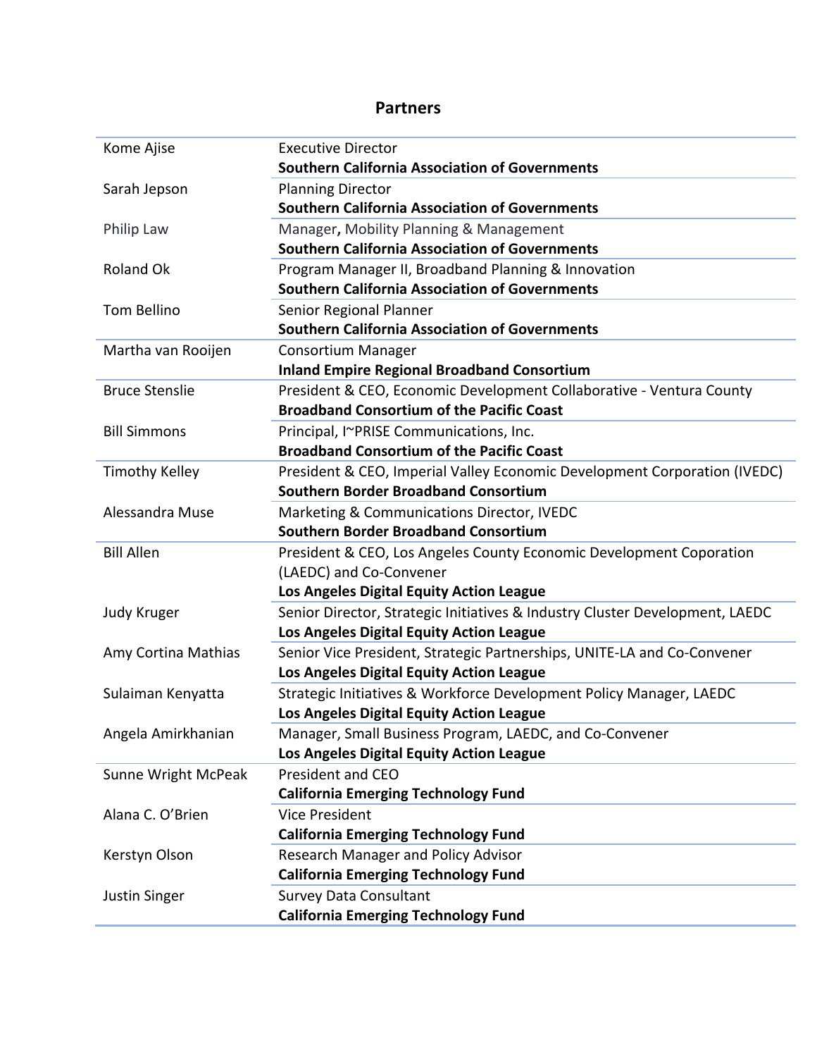## Partners

| | |
|---|---|
| Kome Ajise | Executive Director<br>**Southern California Association of Governments** |
| Sarah Jepson | Planning Director<br>**Southern California Association of Governments** |
| Philip Law | Manager**,** Mobility Planning & Management<br>**Southern California Association of Governments** |
| Roland Ok | Program Manager II, Broadband Planning & Innovation<br>**Southern California Association of Governments** |
| Tom Bellino | Senior Regional Planner<br>**Southern California Association of Governments** |
| Martha van Rooijen | Consortium Manager<br>**Inland Empire Regional Broadband Consortium** |
| Bruce Stenslie | President & CEO, Economic Development Collaborative - Ventura County<br>**Broadband Consortium of the Pacific Coast** |
| Bill Simmons | Principal, I~PRISE Communications, Inc.<br>**Broadband Consortium of the Pacific Coast** |
| Timothy Kelley | President & CEO, Imperial Valley Economic Development Corporation (IVEDC)<br>**Southern Border Broadband Consortium** |
| Alessandra Muse | Marketing & Communications Director, IVEDC<br>**Southern Border Broadband Consortium** |
| Bill Allen | President & CEO, Los Angeles County Economic Development Coporation (LAEDC) and Co-Convener<br>**Los Angeles Digital Equity Action League** |
| Judy Kruger | Senior Director, Strategic Initiatives & Industry Cluster Development, LAEDC<br>**Los Angeles Digital Equity Action League** |
| Amy Cortina Mathias | Senior Vice President, Strategic Partnerships, UNITE-LA and Co-Convener<br>**Los Angeles Digital Equity Action League** |
| Sulaiman Kenyatta | Strategic Initiatives & Workforce Development Policy Manager, LAEDC<br>**Los Angeles Digital Equity Action League** |
| Angela Amirkhanian | Manager, Small Business Program, LAEDC, and Co-Convener<br>**Los Angeles Digital Equity Action League** |
| Sunne Wright McPeak | President and CEO<br>**California Emerging Technology Fund** |
| Alana C. O'Brien | Vice President<br>**California Emerging Technology Fund** |
| Kerstyn Olson | Research Manager and Policy Advisor<br>**California Emerging Technology Fund** |
| Justin Singer | Survey Data Consultant<br>**California Emerging Technology Fund** |